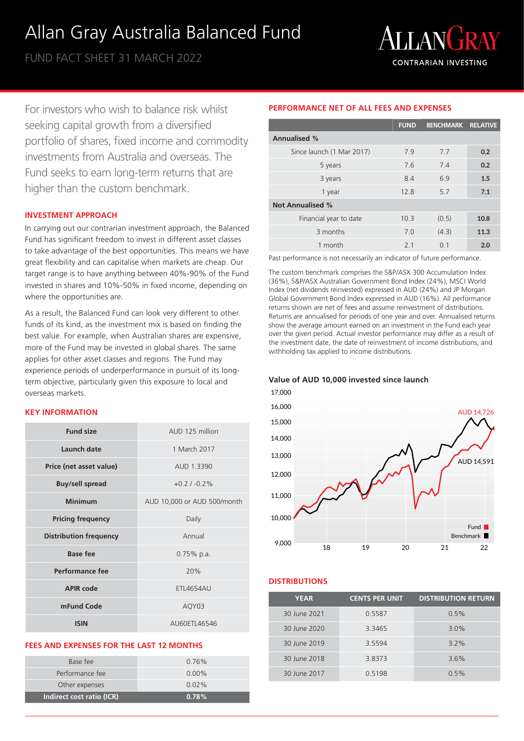# Allan Gray Australia Balanced Fund

FUND FACT SHEET 31 MARCH 2022

ALLANGRAY
CONTRARIAN INVESTING

For investors who wish to balance risk whilst seeking capital growth from a diversified portfolio of shares, fixed income and commodity investments from Australia and overseas. The Fund seeks to earn long-term returns that are higher than the custom benchmark.

## INVESTMENT APPROACH

In carrying out our contrarian investment approach, the Balanced Fund has significant freedom to invest in different asset classes to take advantage of the best opportunities. This means we have great flexibility and can capitalise when markets are cheap. Our target range is to have anything between 40%-90% of the Fund invested in shares and 10%-50% in fixed income, depending on where the opportunities are.

As a result, the Balanced Fund can look very different to other funds of its kind, as the investment mix is based on finding the best value. For example, when Australian shares are expensive, more of the Fund may be invested in global shares. The same applies for other asset classes and regions. The Fund may experience periods of underperformance in pursuit of its long-term objective, particularly given this exposure to local and overseas markets.

## KEY INFORMATION

| | |
|---|---|
| **Fund size** | AUD 125 million |
| **Launch date** | 1 March 2017 |
| **Price (net asset value)** | AUD 1.3390 |
| **Buy/sell spread** | +0.2 / -0.2% |
| **Minimum** | AUD 10,000 or AUD 500/month |
| **Pricing frequency** | Daily |
| **Distribution frequency** | Annual |
| **Base fee** | 0.75% p.a. |
| **Performance fee** | 20% |
| **APIR code** | ETL4654AU |
| **mFund Code** | AQY03 |
| **ISIN** | AU60ETL46546 |

## FEES AND EXPENSES FOR THE LAST 12 MONTHS

| | |
|---|---|
| Base fee | 0.76% |
| Performance fee | 0.00% |
| Other expenses | 0.02% |
| **Indirect cost ratio (ICR)** | **0.78%** |

## PERFORMANCE NET OF ALL FEES AND EXPENSES

| | FUND | BENCHMARK | RELATIVE |
|---|---|---|---|
| **Annualised %** | | | |
| Since launch (1 Mar 2017) | 7.9 | 7.7 | **0.2** |
| 5 years | 7.6 | 7.4 | **0.2** |
| 3 years | 8.4 | 6.9 | **1.5** |
| 1 year | 12.8 | 5.7 | **7.1** |
| **Not Annualised %** | | | |
| Financial year to date | 10.3 | (0.5) | **10.8** |
| 3 months | 7.0 | (4.3) | **11.3** |
| 1 month | 2.1 | 0.1 | **2.0** |

Past performance is not necessarily an indicator of future performance.

The custom benchmark comprises the S&P/ASX 300 Accumulation Index (36%), S&P/ASX Australian Government Bond Index (24%), MSCI World Index (net dividends reinvested) expressed in AUD (24%) and JP Morgan Global Government Bond Index expressed in AUD (16%). All performance returns shown are net of fees and assume reinvestment of distributions. Returns are annualised for periods of one year and over. Annualised returns show the average amount earned on an investment in the Fund each year over the given period. Actual investor performance may differ as a result of the investment date, the date of reinvestment of income distributions, and withholding tax applied to income distributions.

### Value of AUD 10,000 invested since launch

Fund: AUD 14,726
Benchmark: AUD 14,591

## DISTRIBUTIONS

| YEAR | CENTS PER UNIT | DISTRIBUTION RETURN |
|---|---|---|
| 30 June 2021 | 0.5587 | 0.5% |
| 30 June 2020 | 3.3465 | 3.0% |
| 30 June 2019 | 3.5594 | 3.2% |
| 30 June 2018 | 3.8373 | 3.6% |
| 30 June 2017 | 0.5198 | 0.5% |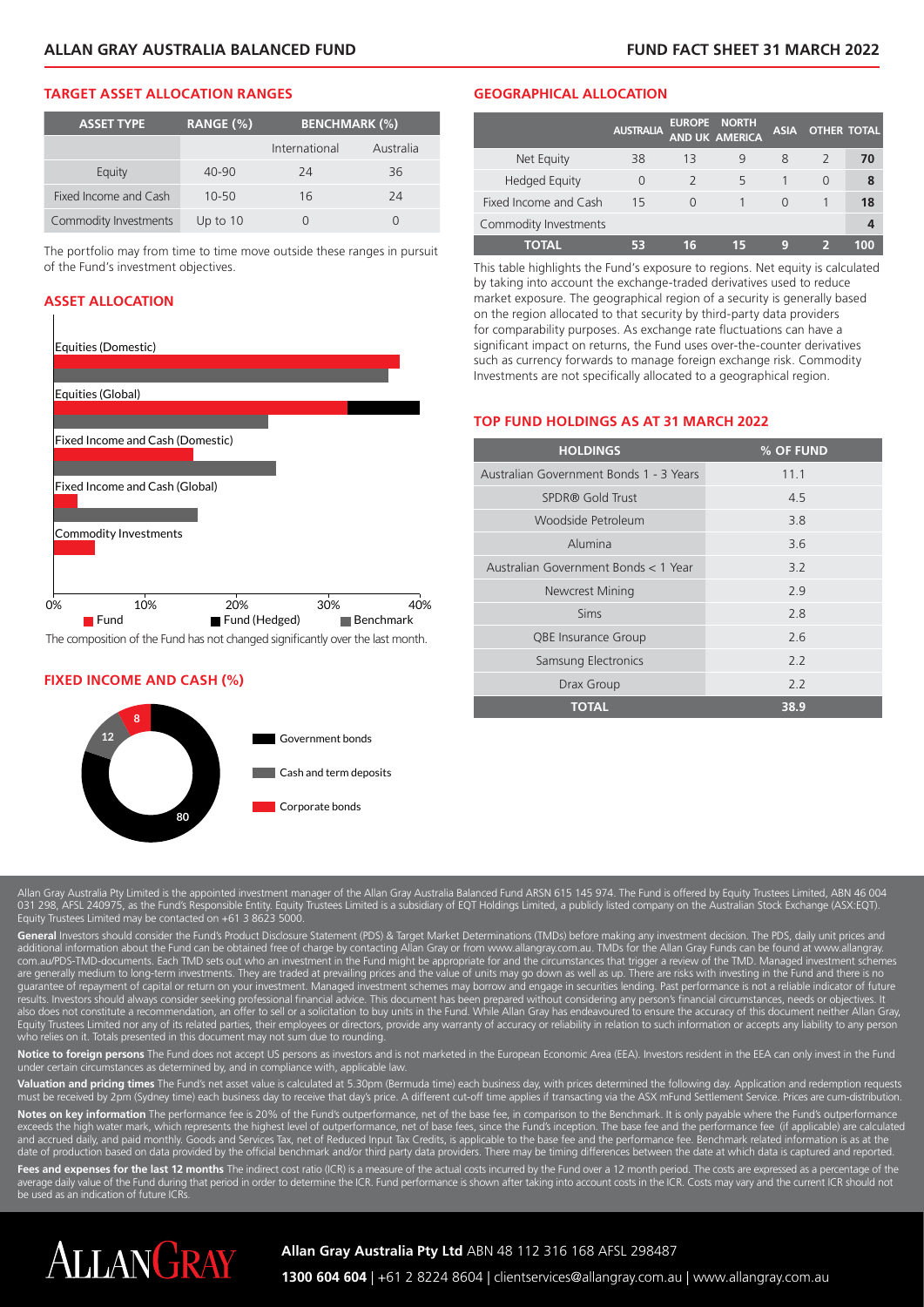## TARGET ASSET ALLOCATION RANGES

| ASSET TYPE | RANGE (%) | BENCHMARK (%) | |
|---|---|---|---|
| | | International | Australia |
| Equity | 40-90 | 24 | 36 |
| Fixed Income and Cash | 10-50 | 16 | 24 |
| Commodity Investments | Up to 10 | 0 | 0 |

The portfolio may from time to time move outside these ranges in pursuit of the Fund's investment objectives.

## ASSET ALLOCATION

Equities (Domestic)

Equities (Global)

Fixed Income and Cash (Domestic)

Fixed Income and Cash (Global)

Commodity Investments

0%
10%
20%
30%
40%

Fund
Fund (Hedged)
Benchmark

The composition of the Fund has not changed significantly over the last month.

## FIXED INCOME AND CASH (%)

8
12
80

Government bonds
Cash and term deposits
Corporate bonds

## GEOGRAPHICAL ALLOCATION

| | AUSTRALIA | EUROPE AND UK | NORTH AMERICA | ASIA | OTHER | TOTAL |
|---|---|---|---|---|---|---|
| Net Equity | 38 | 13 | 9 | 8 | 2 | **70** |
| Hedged Equity | 0 | 2 | 5 | 1 | 0 | **8** |
| Fixed Income and Cash | 15 | 0 | 1 | 0 | 1 | **18** |
| Commodity Investments | | | | | | **4** |
| **TOTAL** | **53** | **16** | **15** | **9** | **2** | **100** |

This table highlights the Fund's exposure to regions. Net equity is calculated by taking into account the exchange-traded derivatives used to reduce market exposure. The geographical region of a security is generally based on the region allocated to that security by third-party data providers for comparability purposes. As exchange rate fluctuations can have a significant impact on returns, the Fund uses over-the-counter derivatives such as currency forwards to manage foreign exchange risk. Commodity Investments are not specifically allocated to a geographical region.

## TOP FUND HOLDINGS AS AT 31 MARCH 2022

| HOLDINGS | % OF FUND |
|---|---|
| Australian Government Bonds 1 - 3 Years | 11.1 |
| SPDR® Gold Trust | 4.5 |
| Woodside Petroleum | 3.8 |
| Alumina | 3.6 |
| Australian Government Bonds < 1 Year | 3.2 |
| Newcrest Mining | 2.9 |
| Sims | 2.8 |
| QBE Insurance Group | 2.6 |
| Samsung Electronics | 2.2 |
| Drax Group | 2.2 |
| **TOTAL** | **38.9** |

Allan Gray Australia Pty Limited is the appointed investment manager of the Allan Gray Australia Balanced Fund ARSN 615 145 974. The Fund is offered by Equity Trustees Limited, ABN 46 004 031 298, AFSL 240975, as the Fund's Responsible Entity. Equity Trustees Limited is a subsidiary of EQT Holdings Limited, a publicly listed company on the Australian Stock Exchange (ASX:EQT). Equity Trustees Limited may be contacted on +61 3 8623 5000.

**General** Investors should consider the Fund's Product Disclosure Statement (PDS) & Target Market Determinations (TMDs) before making any investment decision. The PDS, daily unit prices and additional information about the Fund can be obtained free of charge by contacting Allan Gray or from www.allangray.com.au. TMDs for the Allan Gray Funds can be found at www.allangray.com.au/PDS-TMD-documents. Each TMD sets out who an investment in the Fund might be appropriate for and the circumstances that trigger a review of the TMD. Managed investment schemes are generally medium to long-term investments. They are traded at prevailing prices and the value of units may go down as well as up. There are risks with investing in the Fund and there is no guarantee of repayment of capital or return on your investment. Managed investment schemes may borrow and engage in securities lending. Past performance is not a reliable indicator of future results. Investors should always consider seeking professional financial advice. This document has been prepared without considering any person's financial circumstances, needs or objectives. It also does not constitute a recommendation, an offer to sell or a solicitation to buy units in the Fund. While Allan Gray has endeavoured to ensure the accuracy of this document neither Allan Gray, Equity Trustees Limited nor any of its related parties, their employees or directors, provide any warranty of accuracy or reliability in relation to such information or accepts any liability to any person who relies on it. Totals presented in this document may not sum due to rounding.

**Notice to foreign persons** The Fund does not accept US persons as investors and is not marketed in the European Economic Area (EEA). Investors resident in the EEA can only invest in the Fund under certain circumstances as determined by, and in compliance with, applicable law.

**Valuation and pricing times** The Fund's net asset value is calculated at 5.30pm (Bermuda time) each business day, with prices determined the following day. Application and redemption requests must be received by 2pm (Sydney time) each business day to receive that day's price. A different cut-off time applies if transacting via the ASX mFund Settlement Service. Prices are cum-distribution.

**Notes on key information** The performance fee is 20% of the Fund's outperformance, net of the base fee, in comparison to the Benchmark. It is only payable where the Fund's outperformance exceeds the high water mark, which represents the highest level of outperformance, net of base fees, since the Fund's inception. The base fee and the performance fee (if applicable) are calculated and accrued daily, and paid monthly. Goods and Services Tax, net of Reduced Input Tax Credits, is applicable to the base fee and the performance fee. Benchmark related information is as at the date of production based on data provided by the official benchmark and/or third party data providers. There may be timing differences between the date at which data is captured and reported.

**Fees and expenses for the last 12 months** The indirect cost ratio (ICR) is a measure of the actual costs incurred by the Fund over a 12 month period. The costs are expressed as a percentage of the average daily value of the Fund during that period in order to determine the ICR. Fund performance is shown after taking into account costs in the ICR. Costs may vary and the current ICR should not be used as an indication of future ICRs.

ALLANGRAY

**Allan Gray Australia Pty Ltd** ABN 48 112 316 168 AFSL 298487

**1300 604 604** | +61 2 8224 8604 | clientservices@allangray.com.au | www.allangray.com.au